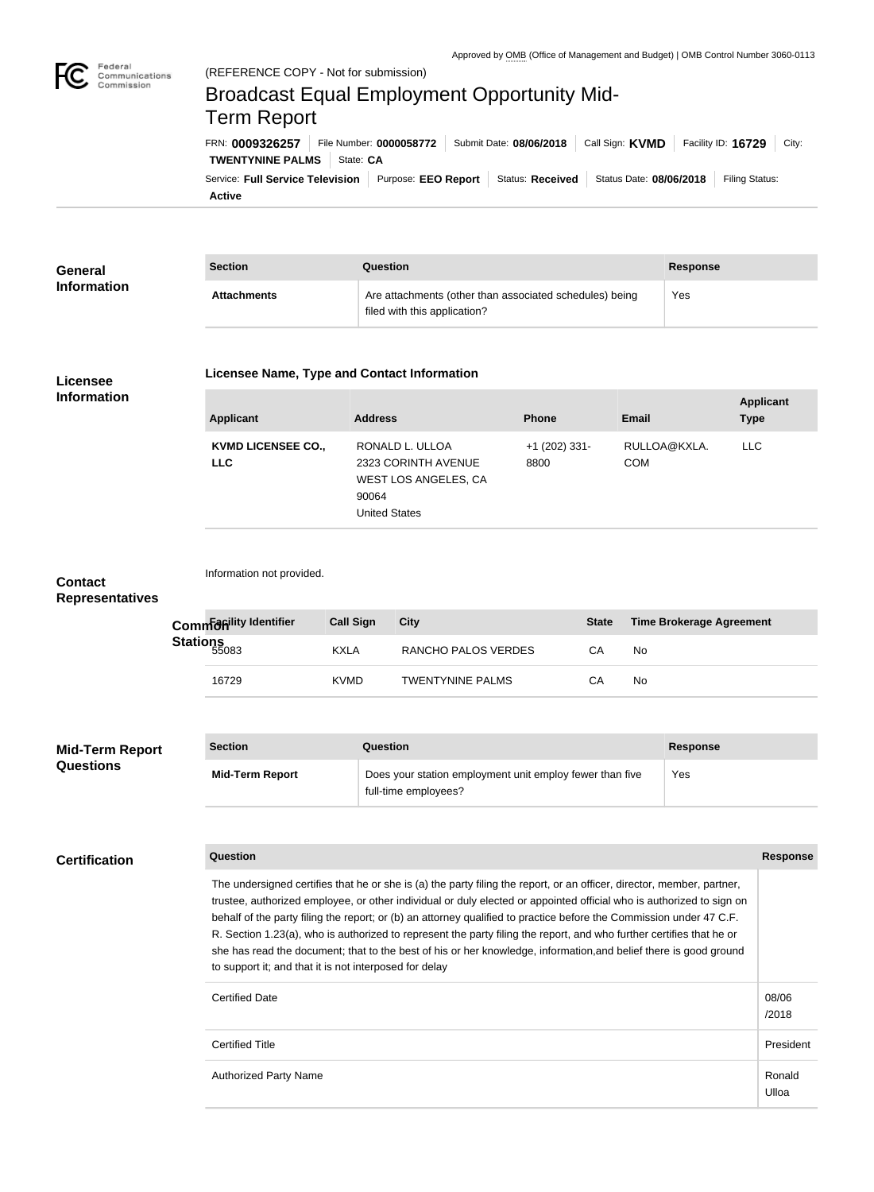Approved by OMB (Office of Management and Budget) | OMB Control Number 3060-0113

(REFERENCE COPY - Not for submission)

# Broadcast Equal Employment Opportunity Mid-Term Report

FRN: **0009326257** | File Number: **0000058772** | Submit Date: **08/06/2018** | Call Sign: **KVMD** | Facility ID: **16729** | City: **TWENTYNINE PALMS** | State: **CA**

Service: **Full Service Television** | Purpose: **EEO Report** | Status: **Received** | Status Date: **08/06/2018** | Filing Status: **Active**

## General Information

| Section | Question | Response |
| --- | --- | --- |
| **Attachments** | Are attachments (other than associated schedules) being filed with this application? | Yes |

## Licensee Information

### Licensee Name, Type and Contact Information

| Applicant | Address | Phone | Email | Applicant Type |
| --- | --- | --- | --- | --- |
| **KVMD LICENSEE CO., LLC** | RONALD L. ULLOA<br>2323 CORINTH AVENUE<br>WEST LOS ANGELES, CA 90064<br>United States | +1 (202) 331-8800 | RULLOA@KXLA.COM | LLC |

## Contact Representatives

Information not provided.

## Common Stations

| Facility Identifier | Call Sign | City | State | Time Brokerage Agreement |
| --- | --- | --- | --- | --- |
| 55083 | KXLA | RANCHO PALOS VERDES | CA | No |
| 16729 | KVMD | TWENTYNINE PALMS | CA | No |

## Mid-Term Report Questions

| Section | Question | Response |
| --- | --- | --- |
| **Mid-Term Report** | Does your station employment unit employ fewer than five full-time employees? | Yes |

## Certification

| Question | Response |
| --- | --- |
| The undersigned certifies that he or she is (a) the party filing the report, or an officer, director, member, partner, trustee, authorized employee, or other individual or duly elected or appointed official who is authorized to sign on behalf of the party filing the report; or (b) an attorney qualified to practice before the Commission under 47 C.F.R. Section 1.23(a), who is authorized to represent the party filing the report, and who further certifies that he or she has read the document; that to the best of his or her knowledge, information,and belief there is good ground to support it; and that it is not interposed for delay | |
| Certified Date | 08/06/2018 |
| Certified Title | President |
| Authorized Party Name | Ronald Ulloa |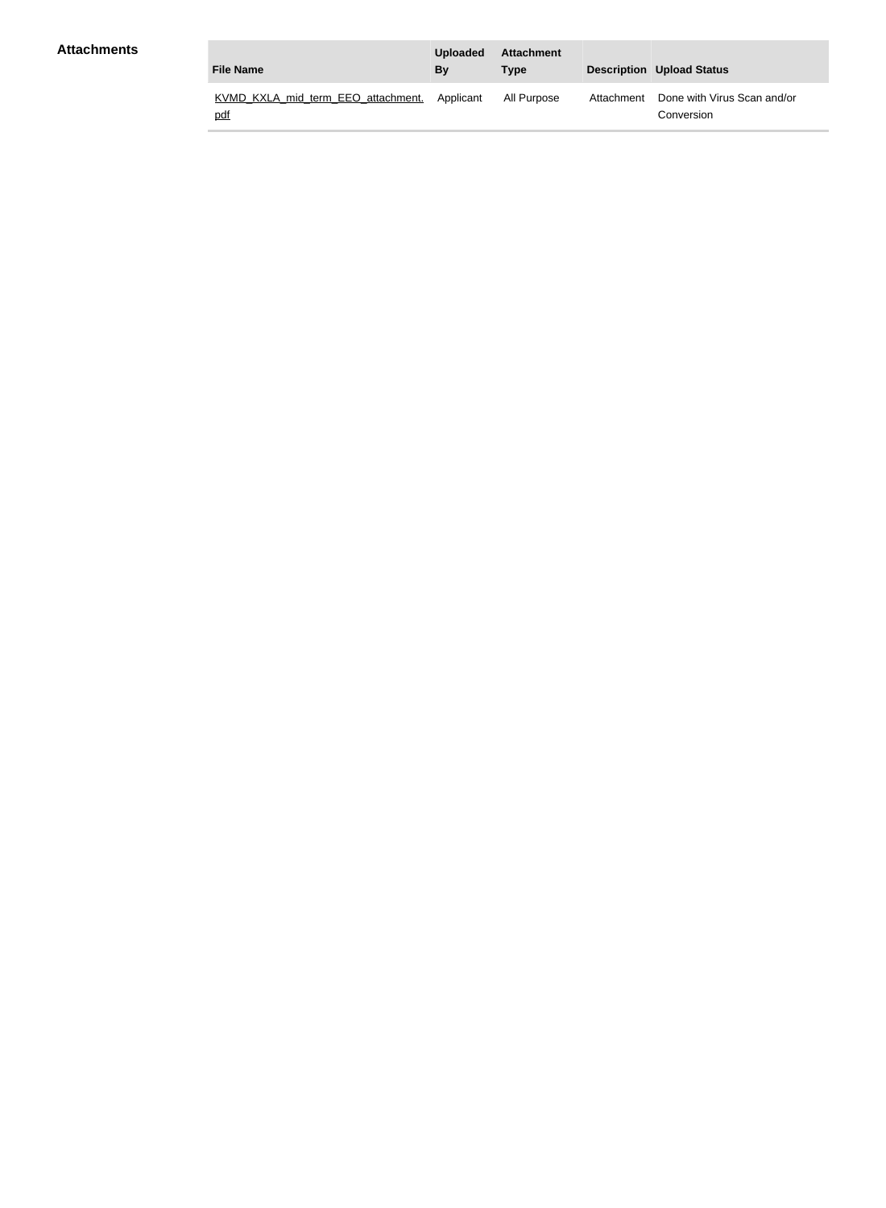**Attachments**

| File Name | Uploaded By | Attachment Type | Description | Upload Status |
|---|---|---|---|---|
| KVMD_KXLA_mid_term_EEO_attachment.pdf | Applicant | All Purpose | Attachment | Done with Virus Scan and/or Conversion |